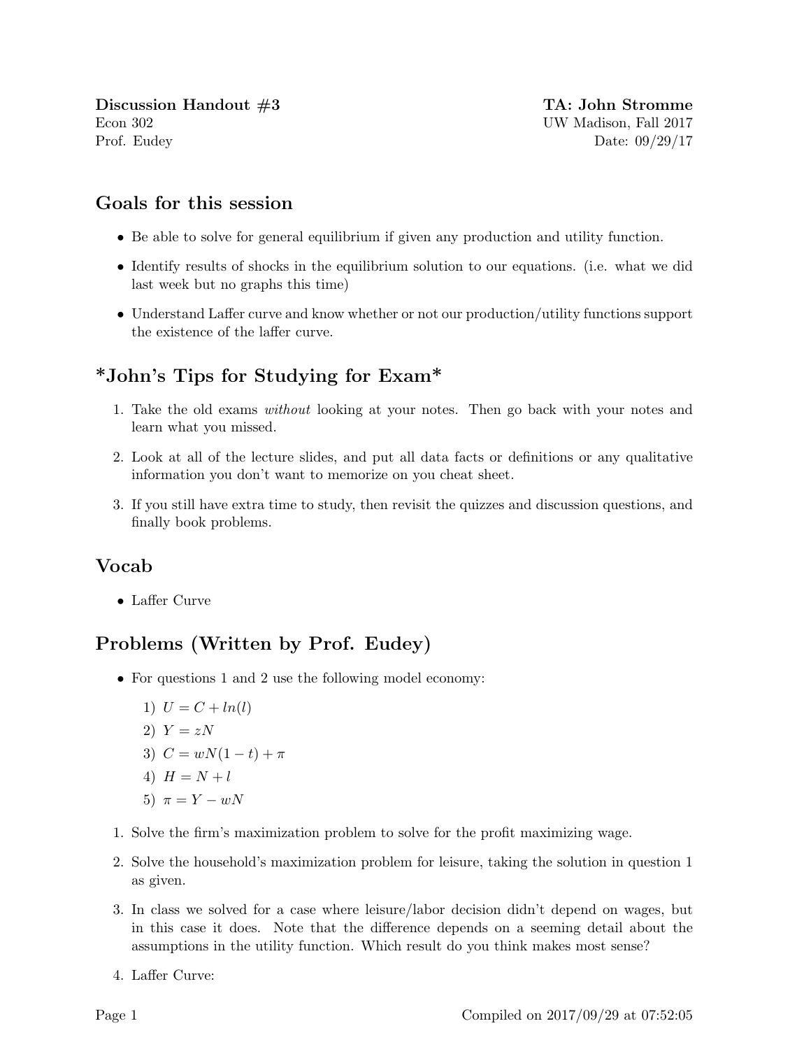**Discussion Handout #3** **TA: John Stromme**
Econ 302 UW Madison, Fall 2017
Prof. Eudey Date: 09/29/17

## Goals for this session

- Be able to solve for general equilibrium if given any production and utility function.
- Identify results of shocks in the equilibrium solution to our equations. (i.e. what we did last week but no graphs this time)
- Understand Laffer curve and know whether or not our production/utility functions support the existence of the laffer curve.

## *John's Tips for Studying for Exam*

1. Take the old exams *without* looking at your notes. Then go back with your notes and learn what you missed.
2. Look at all of the lecture slides, and put all data facts or definitions or any qualitative information you don't want to memorize on you cheat sheet.
3. If you still have extra time to study, then revisit the quizzes and discussion questions, and finally book problems.

## Vocab

- Laffer Curve

## Problems (Written by Prof. Eudey)

- For questions 1 and 2 use the following model economy:
  1) $U = C + ln(l)$
  2) $Y = zN$
  3) $C = wN(1 - t) + \pi$
  4) $H = N + l$
  5) $\pi = Y - wN$

1. Solve the firm's maximization problem to solve for the profit maximizing wage.
2. Solve the household's maximization problem for leisure, taking the solution in question 1 as given.
3. In class we solved for a case where leisure/labor decision didn't depend on wages, but in this case it does. Note that the difference depends on a seeming detail about the assumptions in the utility function. Which result do you think makes most sense?
4. Laffer Curve: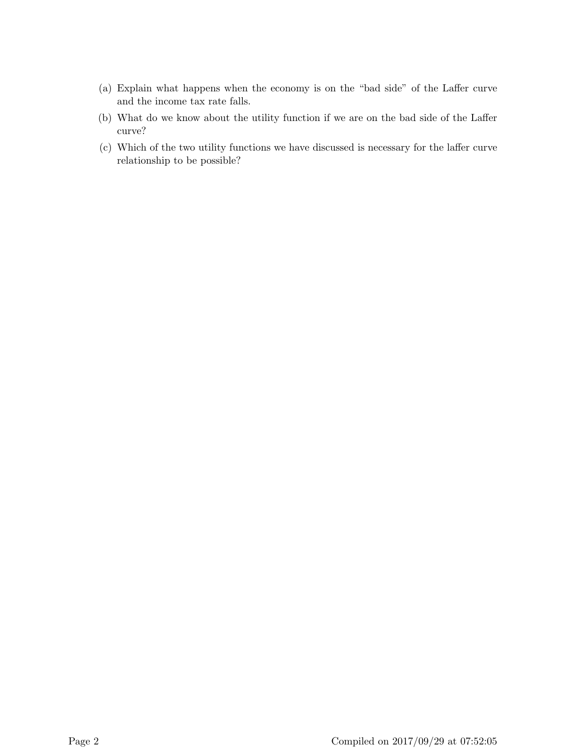(a) Explain what happens when the economy is on the "bad side" of the Laffer curve and the income tax rate falls.

(b) What do we know about the utility function if we are on the bad side of the Laffer curve?

(c) Which of the two utility functions we have discussed is necessary for the laffer curve relationship to be possible?